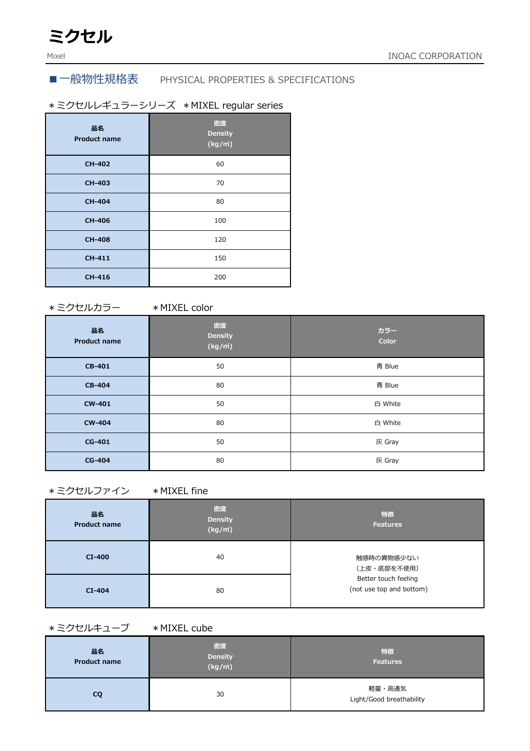# ミクセル

Mixel　　INOAC CORPORATION

## ■一般物性規格表　PHYSICAL PROPERTIES & SPECIFICATIONS

＊ミクセルレギュラーシリーズ　＊MIXEL regular series

| 品名 Product name | 密度 Density (kg/㎥) |
|---|---|
| CH-402 | 60 |
| CH-403 | 70 |
| CH-404 | 80 |
| CH-406 | 100 |
| CH-408 | 120 |
| CH-411 | 150 |
| CH-416 | 200 |

＊ミクセルカラー　＊MIXEL color

| 品名 Product name | 密度 Density (kg/㎥) | カラー Color |
|---|---|---|
| CB-401 | 50 | 青 Blue |
| CB-404 | 80 | 青 Blue |
| CW-401 | 50 | 白 White |
| CW-404 | 80 | 白 White |
| CG-401 | 50 | 灰 Gray |
| CG-404 | 80 | 灰 Gray |

＊ミクセルファイン　＊MIXEL fine

| 品名 Product name | 密度 Density (kg/㎥) | 特徴 Features |
|---|---|---|
| CI-400 | 40 | 触感時の異物感少ない（上皮・底部を不使用） Better touch feeling (not use top and bottom) |
| CI-404 | 80 | |

＊ミクセルキューブ　＊MIXEL cube

| 品名 Product name | 密度 Density (kg/㎥) | 特徴 Features |
|---|---|---|
| CQ | 30 | 軽量・高通気 Light/Good breathability |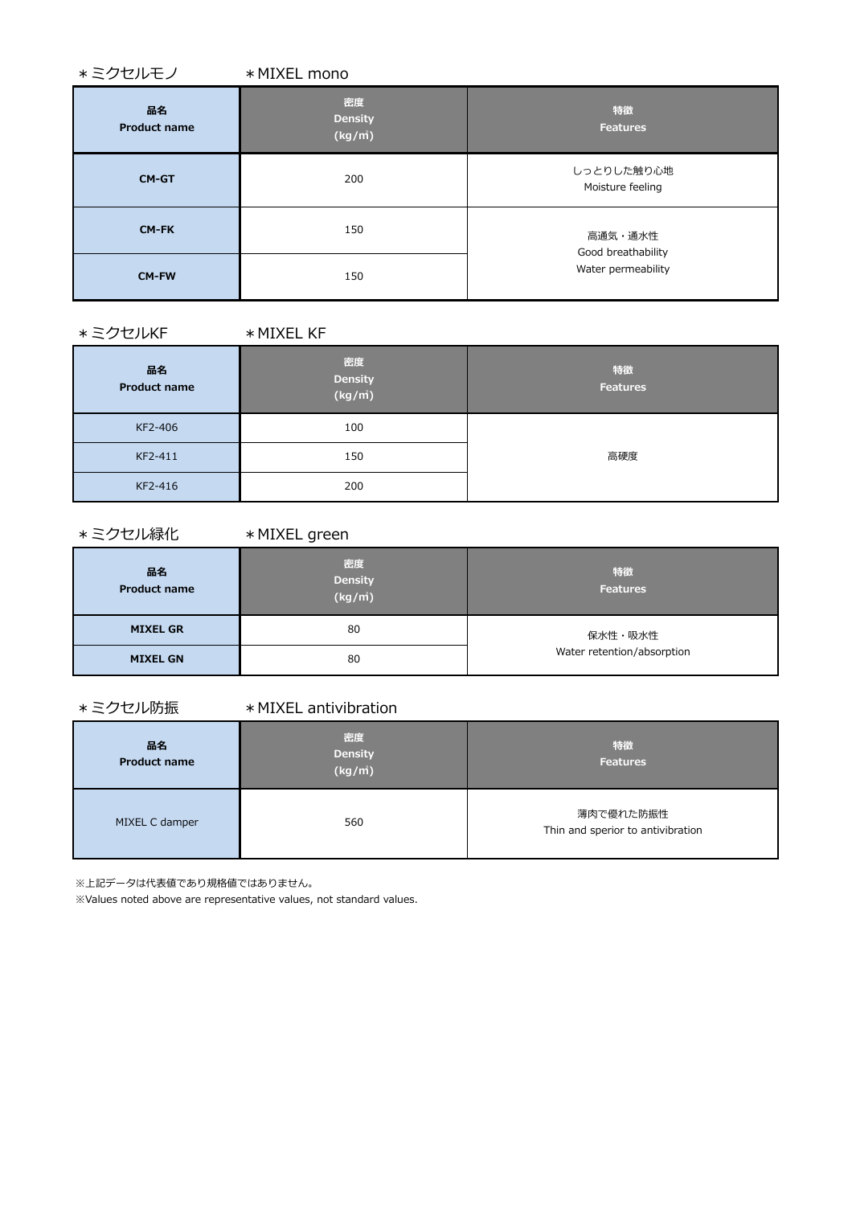＊ミクセルモノ　＊MIXEL mono

| 品名<br>Product name | 密度<br>Density<br>(kg/㎥) | 特徴<br>Features |
|---|---|---|
| **CM-GT** | 200 | しっとりした触り心地<br>Moisture feeling |
| **CM-FK** | 150 | 高通気・通水性<br>Good breathability<br>Water permeability |
| **CM-FW** | 150 | |

＊ミクセルKF　＊MIXEL KF

| 品名<br>Product name | 密度<br>Density<br>(kg/㎥) | 特徴<br>Features |
|---|---|---|
| KF2-406 | 100 | 高硬度 |
| KF2-411 | 150 | |
| KF2-416 | 200 | |

＊ミクセル緑化　＊MIXEL green

| 品名<br>Product name | 密度<br>Density<br>(kg/㎥) | 特徴<br>Features |
|---|---|---|
| **MIXEL GR** | 80 | 保水性・吸水性<br>Water retention/absorption |
| **MIXEL GN** | 80 | |

＊ミクセル防振　＊MIXEL antivibration

| 品名<br>Product name | 密度<br>Density<br>(kg/㎥) | 特徴<br>Features |
|---|---|---|
| MIXEL C damper | 560 | 薄肉で優れた防振性<br>Thin and sperior to antivibration |

※上記データは代表値であり規格値ではありません。

※Values noted above are representative values, not standard values.